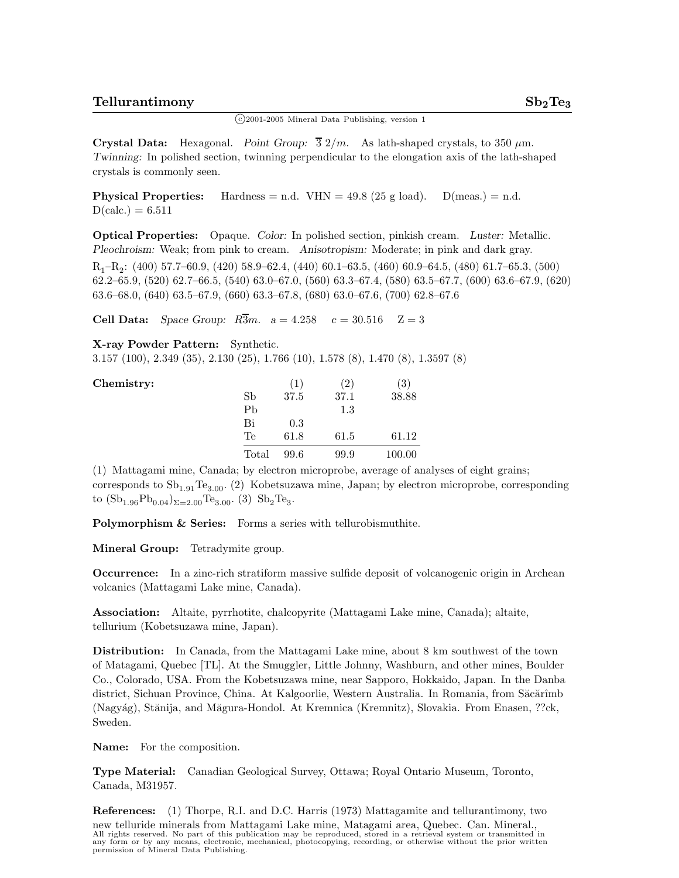# Tellurantimony $Sb_2Te_3$

©2001-2005 Mineral Data Publishing, version 1

**Crystal Data:** Hexagonal. *Point Group:* $\overline{3}\ 2/m$. As lath-shaped crystals, to 350 $\mu$m. *Twinning:* In polished section, twinning perpendicular to the elongation axis of the lath-shaped crystals is commonly seen.

**Physical Properties:** Hardness = n.d. VHN = 49.8 (25 g load). D(meas.) = n.d. D(calc.) = 6.511

**Optical Properties:** Opaque. *Color:* In polished section, pinkish cream. *Luster:* Metallic. *Pleochroism:* Weak; from pink to cream. *Anisotropism:* Moderate; in pink and dark gray.
$R_1$–$R_2$: (400) 57.7–60.9, (420) 58.9–62.4, (440) 60.1–63.5, (460) 60.9–64.5, (480) 61.7–65.3, (500) 62.2–65.9, (520) 62.7–66.5, (540) 63.0–67.0, (560) 63.3–67.4, (580) 63.5–67.7, (600) 63.6–67.9, (620) 63.6–68.0, (640) 63.5–67.9, (660) 63.3–67.8, (680) 63.0–67.6, (700) 62.8–67.6

**Cell Data:** *Space Group:* $R\overline{3}m$. a = 4.258 c = 30.516 Z = 3

**X-ray Powder Pattern:** Synthetic.
3.157 (100), 2.349 (35), 2.130 (25), 1.766 (10), 1.578 (8), 1.470 (8), 1.3597 (8)

**Chemistry:**

| | (1) | (2) | (3) |
|---|---|---|---|
| Sb | 37.5 | 37.1 | 38.88 |
| Pb | | 1.3 | |
| Bi | 0.3 | | |
| Te | 61.8 | 61.5 | 61.12 |
| Total | 99.6 | 99.9 | 100.00 |

(1) Mattagami mine, Canada; by electron microprobe, average of analyses of eight grains; corresponds to $Sb_{1.91}Te_{3.00}$. (2) Kobetsuzawa mine, Japan; by electron microprobe, corresponding to $(Sb_{1.96}Pb_{0.04})_{\Sigma=2.00}Te_{3.00}$. (3) $Sb_2Te_3$.

**Polymorphism & Series:** Forms a series with tellurobismuthite.

**Mineral Group:** Tetradymite group.

**Occurrence:** In a zinc-rich stratiform massive sulfide deposit of volcanogenic origin in Archean volcanics (Mattagami Lake mine, Canada).

**Association:** Altaite, pyrrhotite, chalcopyrite (Mattagami Lake mine, Canada); altaite, tellurium (Kobetsuzawa mine, Japan).

**Distribution:** In Canada, from the Mattagami Lake mine, about 8 km southwest of the town of Matagami, Quebec [TL]. At the Smuggler, Little Johnny, Washburn, and other mines, Boulder Co., Colorado, USA. From the Kobetsuzawa mine, near Sapporo, Hokkaido, Japan. In the Danba district, Sichuan Province, China. At Kalgoorlie, Western Australia. In Romania, from Săcărîmb (Nagyág), Stănija, and Măgura-Hondol. At Kremnica (Kremnitz), Slovakia. From Enasen, ??ck, Sweden.

**Name:** For the composition.

**Type Material:** Canadian Geological Survey, Ottawa; Royal Ontario Museum, Toronto, Canada, M31957.

**References:** (1) Thorpe, R.I. and D.C. Harris (1973) Mattagamite and tellurantimony, two new telluride minerals from Mattagami Lake mine, Matagami area, Quebec. Can. Mineral.,

All rights reserved. No part of this publication may be reproduced, stored in a retrieval system or transmitted in any form or by any means, electronic, mechanical, photocopying, recording, or otherwise without the prior written permission of Mineral Data Publishing.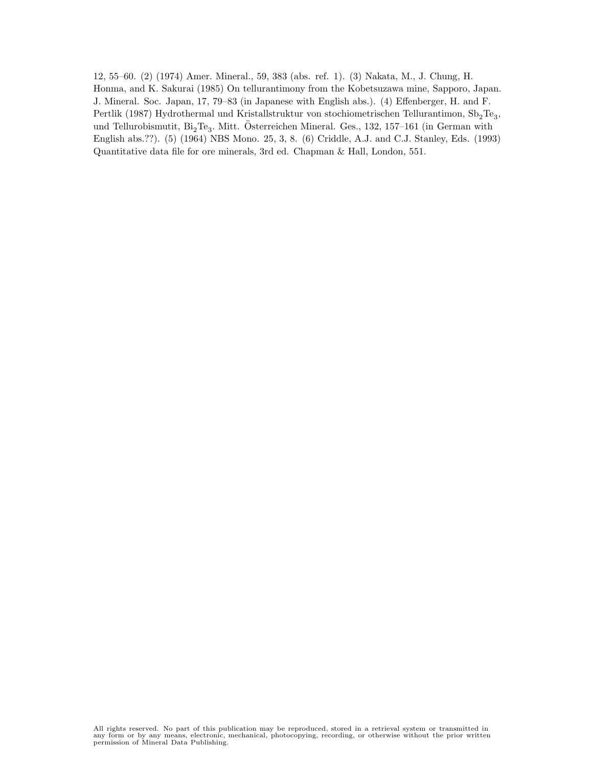12, 55–60. (2) (1974) Amer. Mineral., 59, 383 (abs. ref. 1). (3) Nakata, M., J. Chung, H. Honma, and K. Sakurai (1985) On tellurantimony from the Kobetsuzawa mine, Sapporo, Japan. J. Mineral. Soc. Japan, 17, 79–83 (in Japanese with English abs.). (4) Effenberger, H. and F. Pertlik (1987) Hydrothermal und Kristallstruktur von stochiometrischen Tellurantimon, $Sb_2Te_3$, und Tellurobismutit, $Bi_2Te_3$. Mitt. Österreichen Mineral. Ges., 132, 157–161 (in German with English abs.??). (5) (1964) NBS Mono. 25, 3, 8. (6) Criddle, A.J. and C.J. Stanley, Eds. (1993) Quantitative data file for ore minerals, 3rd ed. Chapman & Hall, London, 551.